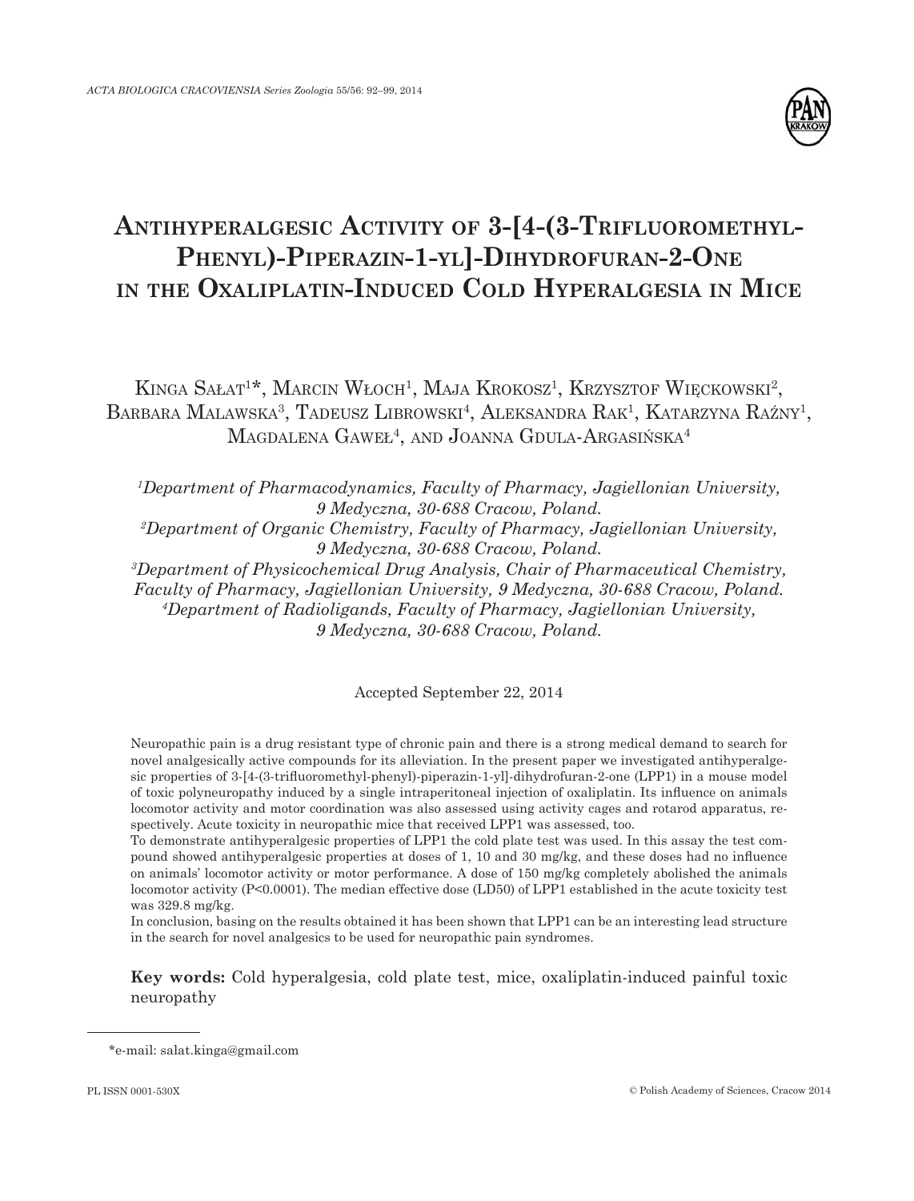# Antihyperalgesic Activity of 3-[4-(3-Trifluoromethyl-Phenyl)-Piperazin-1-yl]-Dihydrofuran-2-One in the Oxaliplatin-Induced Cold Hyperalgesia in Mice

Kinga Sałat[1]*, Marcin Włoch[1], Maja Krokosz[1], Krzysztof Więckowski[2], Barbara Malawska[3], Tadeusz Librowski[4], Aleksandra Rak[1], Katarzyna Raźny[1], Magdalena Gaweł[4], and Joanna Gdula-Argasińska[4]

*[1]Department of Pharmacodynamics, Faculty of Pharmacy, Jagiellonian University, 9 Medyczna, 30-688 Cracow, Poland.*
*[2]Department of Organic Chemistry, Faculty of Pharmacy, Jagiellonian University, 9 Medyczna, 30-688 Cracow, Poland.*
*[3]Department of Physicochemical Drug Analysis, Chair of Pharmaceutical Chemistry, Faculty of Pharmacy, Jagiellonian University, 9 Medyczna, 30-688 Cracow, Poland.*
*[4]Department of Radioligands, Faculty of Pharmacy, Jagiellonian University, 9 Medyczna, 30-688 Cracow, Poland.*

Accepted September 22, 2014

Neuropathic pain is a drug resistant type of chronic pain and there is a strong medical demand to search for novel analgesically active compounds for its alleviation. In the present paper we investigated antihyperalgesic properties of 3-[4-(3-trifluoromethyl-phenyl)-piperazin-1-yl]-dihydrofuran-2-one (LPP1) in a mouse model of toxic polyneuropathy induced by a single intraperitoneal injection of oxaliplatin. Its influence on animals locomotor activity and motor coordination was also assessed using activity cages and rotarod apparatus, respectively. Acute toxicity in neuropathic mice that received LPP1 was assessed, too.

To demonstrate antihyperalgesic properties of LPP1 the cold plate test was used. In this assay the test compound showed antihyperalgesic properties at doses of 1, 10 and 30 mg/kg, and these doses had no influence on animals' locomotor activity or motor performance. A dose of 150 mg/kg completely abolished the animals locomotor activity ($P<0.0001$). The median effective dose ($LD_{50}$) of LPP1 established in the acute toxicity test was 329.8 mg/kg.

In conclusion, basing on the results obtained it has been shown that LPP1 can be an interesting lead structure in the search for novel analgesics to be used for neuropathic pain syndromes.

**Key words:** Cold hyperalgesia, cold plate test, mice, oxaliplatin-induced painful toxic neuropathy

*e-mail: salat.kinga@gmail.com

PL ISSN 0001-530X

© Polish Academy of Sciences, Cracow 2014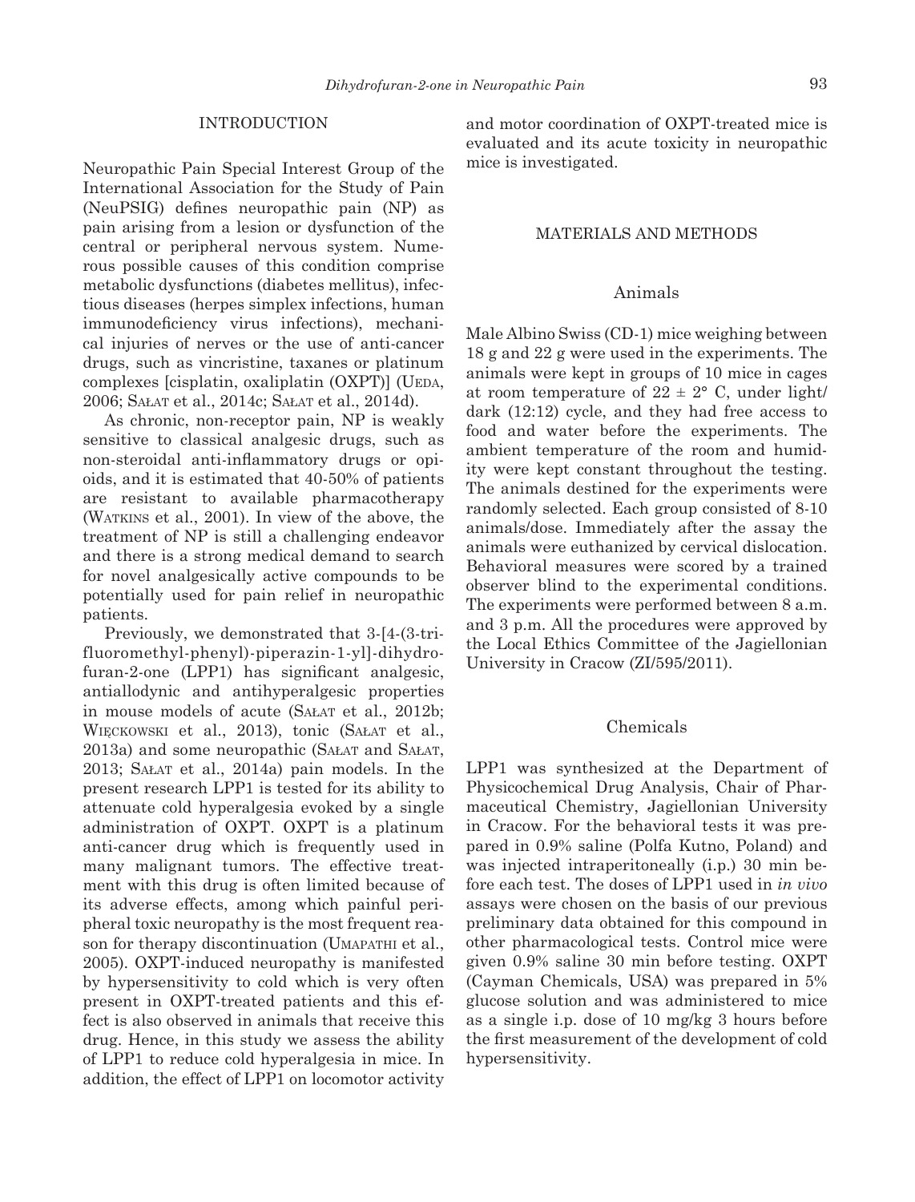## INTRODUCTION

Neuropathic Pain Special Interest Group of the International Association for the Study of Pain (NeuPSIG) defines neuropathic pain (NP) as pain arising from a lesion or dysfunction of the central or peripheral nervous system. Numerous possible causes of this condition comprise metabolic dysfunctions (diabetes mellitus), infectious diseases (herpes simplex infections, human immunodeficiency virus infections), mechanical injuries of nerves or the use of anti-cancer drugs, such as vincristine, taxanes or platinum complexes [cisplatin, oxaliplatin (OXPT)] (UEDA, 2006; SAŁAT et al., 2014c; SAŁAT et al., 2014d).

As chronic, non-receptor pain, NP is weakly sensitive to classical analgesic drugs, such as non-steroidal anti-inflammatory drugs or opioids, and it is estimated that 40-50% of patients are resistant to available pharmacotherapy (WATKINS et al., 2001). In view of the above, the treatment of NP is still a challenging endeavor and there is a strong medical demand to search for novel analgesically active compounds to be potentially used for pain relief in neuropathic patients.

Previously, we demonstrated that 3-[4-(3-trifluoromethyl-phenyl)-piperazin-1-yl]-dihydrofuran-2-one (LPP1) has significant analgesic, antiallodynic and antihyperalgesic properties in mouse models of acute (SAŁAT et al., 2012b; WIĘCKOWSKI et al., 2013), tonic (SAŁAT et al., 2013a) and some neuropathic (SAŁAT and SAŁAT, 2013; SAŁAT et al., 2014a) pain models. In the present research LPP1 is tested for its ability to attenuate cold hyperalgesia evoked by a single administration of OXPT. OXPT is a platinum anti-cancer drug which is frequently used in many malignant tumors. The effective treatment with this drug is often limited because of its adverse effects, among which painful peripheral toxic neuropathy is the most frequent reason for therapy discontinuation (UMAPATHI et al., 2005). OXPT-induced neuropathy is manifested by hypersensitivity to cold which is very often present in OXPT-treated patients and this effect is also observed in animals that receive this drug. Hence, in this study we assess the ability of LPP1 to reduce cold hyperalgesia in mice. In addition, the effect of LPP1 on locomotor activity and motor coordination of OXPT-treated mice is evaluated and its acute toxicity in neuropathic mice is investigated.

## MATERIALS AND METHODS

### Animals

Male Albino Swiss (CD-1) mice weighing between 18 g and 22 g were used in the experiments. The animals were kept in groups of 10 mice in cages at room temperature of 22 ± 2° C, under light/dark (12:12) cycle, and they had free access to food and water before the experiments. The ambient temperature of the room and humidity were kept constant throughout the testing. The animals destined for the experiments were randomly selected. Each group consisted of 8-10 animals/dose. Immediately after the assay the animals were euthanized by cervical dislocation. Behavioral measures were scored by a trained observer blind to the experimental conditions. The experiments were performed between 8 a.m. and 3 p.m. All the procedures were approved by the Local Ethics Committee of the Jagiellonian University in Cracow (ZI/595/2011).

### Chemicals

LPP1 was synthesized at the Department of Physicochemical Drug Analysis, Chair of Pharmaceutical Chemistry, Jagiellonian University in Cracow. For the behavioral tests it was prepared in 0.9% saline (Polfa Kutno, Poland) and was injected intraperitoneally (i.p.) 30 min before each test. The doses of LPP1 used in *in vivo* assays were chosen on the basis of our previous preliminary data obtained for this compound in other pharmacological tests. Control mice were given 0.9% saline 30 min before testing. OXPT (Cayman Chemicals, USA) was prepared in 5% glucose solution and was administered to mice as a single i.p. dose of 10 mg/kg 3 hours before the first measurement of the development of cold hypersensitivity.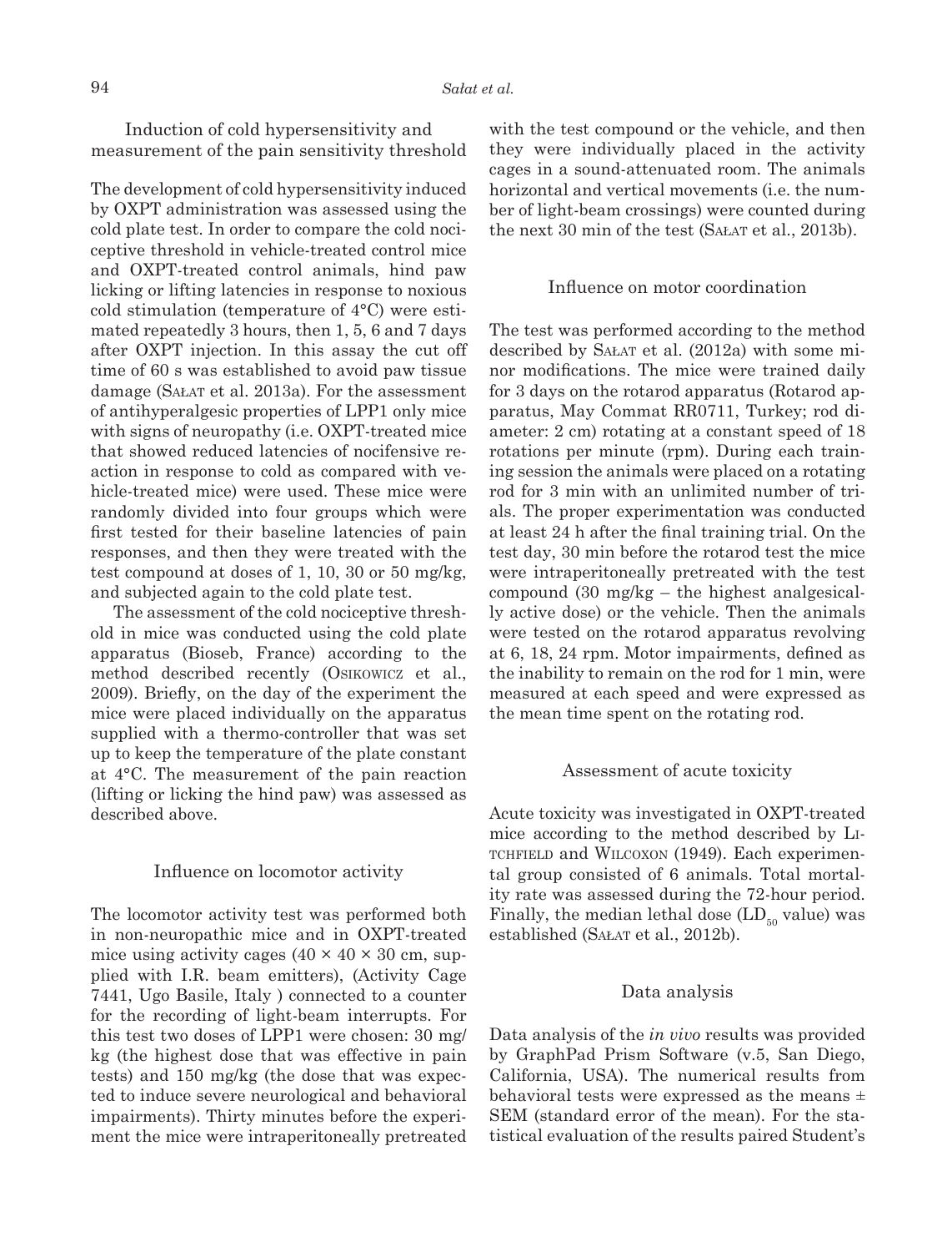### Induction of cold hypersensitivity and measurement of the pain sensitivity threshold

The development of cold hypersensitivity induced by OXPT administration was assessed using the cold plate test. In order to compare the cold nociceptive threshold in vehicle-treated control mice and OXPT-treated control animals, hind paw licking or lifting latencies in response to noxious cold stimulation (temperature of 4°C) were estimated repeatedly 3 hours, then 1, 5, 6 and 7 days after OXPT injection. In this assay the cut off time of 60 s was established to avoid paw tissue damage (Sałat et al. 2013a). For the assessment of antihyperalgesic properties of LPP1 only mice with signs of neuropathy (i.e. OXPT-treated mice that showed reduced latencies of nocifensive reaction in response to cold as compared with vehicle-treated mice) were used. These mice were randomly divided into four groups which were first tested for their baseline latencies of pain responses, and then they were treated with the test compound at doses of 1, 10, 30 or 50 mg/kg, and subjected again to the cold plate test.

The assessment of the cold nociceptive threshold in mice was conducted using the cold plate apparatus (Bioseb, France) according to the method described recently (Osikowicz et al., 2009). Briefly, on the day of the experiment the mice were placed individually on the apparatus supplied with a thermo-controller that was set up to keep the temperature of the plate constant at 4°C. The measurement of the pain reaction (lifting or licking the hind paw) was assessed as described above.

### Influence on locomotor activity

The locomotor activity test was performed both in non-neuropathic mice and in OXPT-treated mice using activity cages (40 × 40 × 30 cm, supplied with I.R. beam emitters), (Activity Cage 7441, Ugo Basile, Italy ) connected to a counter for the recording of light-beam interrupts. For this test two doses of LPP1 were chosen: 30 mg/kg (the highest dose that was effective in pain tests) and 150 mg/kg (the dose that was expected to induce severe neurological and behavioral impairments). Thirty minutes before the experiment the mice were intraperitoneally pretreated with the test compound or the vehicle, and then they were individually placed in the activity cages in a sound-attenuated room. The animals horizontal and vertical movements (i.e. the number of light-beam crossings) were counted during the next 30 min of the test (Sałat et al., 2013b).

### Influence on motor coordination

The test was performed according to the method described by Sałat et al. (2012a) with some minor modifications. The mice were trained daily for 3 days on the rotarod apparatus (Rotarod apparatus, May Commat RR0711, Turkey; rod diameter: 2 cm) rotating at a constant speed of 18 rotations per minute (rpm). During each training session the animals were placed on a rotating rod for 3 min with an unlimited number of trials. The proper experimentation was conducted at least 24 h after the final training trial. On the test day, 30 min before the rotarod test the mice were intraperitoneally pretreated with the test compound (30 mg/kg – the highest analgesically active dose) or the vehicle. Then the animals were tested on the rotarod apparatus revolving at 6, 18, 24 rpm. Motor impairments, defined as the inability to remain on the rod for 1 min, were measured at each speed and were expressed as the mean time spent on the rotating rod.

### Assessment of acute toxicity

Acute toxicity was investigated in OXPT-treated mice according to the method described by Litchfield and Wilcoxon (1949). Each experimental group consisted of 6 animals. Total mortality rate was assessed during the 72-hour period. Finally, the median lethal dose ($LD_{50}$ value) was established (Sałat et al., 2012b).

### Data analysis

Data analysis of the *in vivo* results was provided by GraphPad Prism Software (v.5, San Diego, California, USA). The numerical results from behavioral tests were expressed as the means ± SEM (standard error of the mean). For the statistical evaluation of the results paired Student's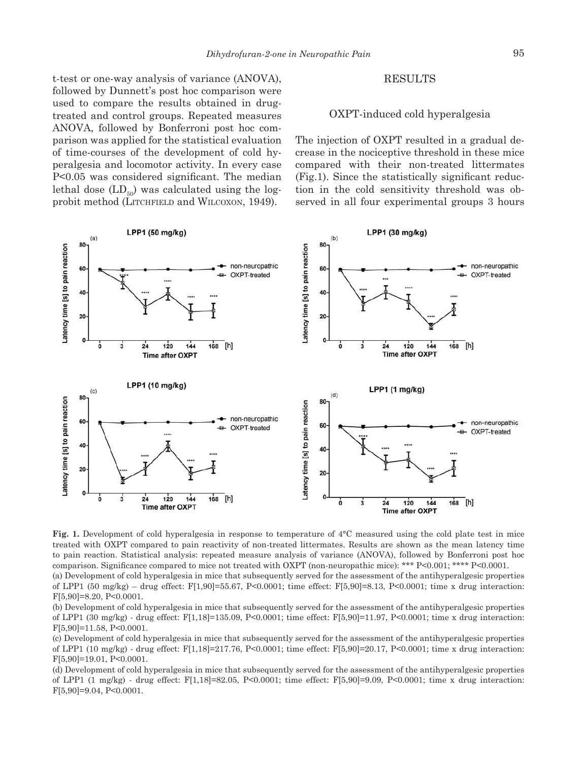t-test or one-way analysis of variance (ANOVA), followed by Dunnett's post hoc comparison were used to compare the results obtained in drug-treated and control groups. Repeated measures ANOVA, followed by Bonferroni post hoc comparison was applied for the statistical evaluation of time-courses of the development of cold hyperalgesia and locomotor activity. In every case P<0.05 was considered significant. The median lethal dose ($LD_{50}$) was calculated using the log-probit method (Litchfield and Wilcoxon, 1949).

## RESULTS

### OXPT-induced cold hyperalgesia

The injection of OXPT resulted in a gradual decrease in the nociceptive threshold in these mice compared with their non-treated littermates (Fig.1). Since the statistically significant reduction in the cold sensitivity threshold was observed in all four experimental groups 3 hours

**Fig. 1.** Development of cold hyperalgesia in response to temperature of 4°C measured using the cold plate test in mice treated with OXPT compared to pain reactivity of non-treated littermates. Results are shown as the mean latency time to pain reaction. Statistical analysis: repeated measure analysis of variance (ANOVA), followed by Bonferroni post hoc comparison. Significance compared to mice not treated with OXPT (non-neuropathic mice): *** P<0.001; **** P<0.0001.

(a) Development of cold hyperalgesia in mice that subsequently served for the assessment of the antihyperalgesic properties of LPP1 (50 mg/kg) – drug effect: $F[1,90]=55.67$, $P<0.0001$; time effect: $F[5,90]=8.13$, $P<0.0001$; time x drug interaction: $F[5,90]=8.20$, $P<0.0001$.

(b) Development of cold hyperalgesia in mice that subsequently served for the assessment of the antihyperalgesic properties of LPP1 (30 mg/kg) - drug effect: $F[1,18]=135.09$, $P<0.0001$; time effect: $F[5,90]=11.97$, $P<0.0001$; time x drug interaction: $F[5,90]=11.58$, $P<0.0001$.

(c) Development of cold hyperalgesia in mice that subsequently served for the assessment of the antihyperalgesic properties of LPP1 (10 mg/kg) - drug effect: $F[1,18]=217.76$, $P<0.0001$; time effect: $F[5,90]=20.17$, $P<0.0001$; time x drug interaction: $F[5,90]=19.01$, $P<0.0001$.

(d) Development of cold hyperalgesia in mice that subsequently served for the assessment of the antihyperalgesic properties of LPP1 (1 mg/kg) - drug effect: $F[1,18]=82.05$, $P<0.0001$; time effect: $F[5,90]=9.09$, $P<0.0001$; time x drug interaction: $F[5,90]=9.04$, $P<0.0001$.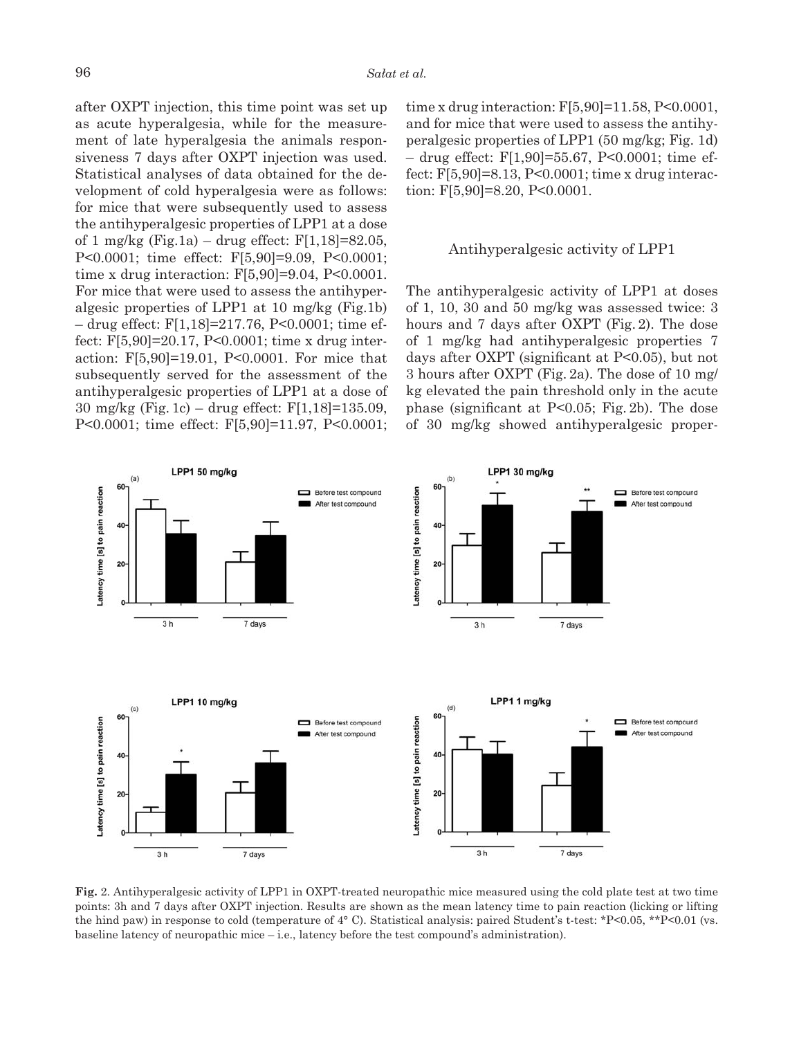after OXPT injection, this time point was set up as acute hyperalgesia, while for the measurement of late hyperalgesia the animals responsiveness 7 days after OXPT injection was used. Statistical analyses of data obtained for the development of cold hyperalgesia were as follows: for mice that were subsequently used to assess the antihyperalgesic properties of LPP1 at a dose of 1 mg/kg (Fig.1a) – drug effect: $F[1,18]=82.05$, $P<0.0001$; time effect: $F[5,90]=9.09$, $P<0.0001$; time x drug interaction: $F[5,90]=9.04$, $P<0.0001$. For mice that were used to assess the antihyperalgesic properties of LPP1 at 10 mg/kg (Fig.1b) – drug effect: $F[1,18]=217.76$, $P<0.0001$; time effect: $F[5,90]=20.17$, $P<0.0001$; time x drug interaction: $F[5,90]=19.01$, $P<0.0001$. For mice that subsequently served for the assessment of the antihyperalgesic properties of LPP1 at a dose of 30 mg/kg (Fig. 1c) – drug effect: $F[1,18]=135.09$, $P<0.0001$; time effect: $F[5,90]=11.97$, $P<0.0001$; time x drug interaction: $F[5,90]=11.58$, $P<0.0001$, and for mice that were used to assess the antihyperalgesic properties of LPP1 (50 mg/kg; Fig. 1d) – drug effect: $F[1,90]=55.67$, $P<0.0001$; time effect: $F[5,90]=8.13$, $P<0.0001$; time x drug interaction: $F[5,90]=8.20$, $P<0.0001$.

## Antihyperalgesic activity of LPP1

The antihyperalgesic activity of LPP1 at doses of 1, 10, 30 and 50 mg/kg was assessed twice: 3 hours and 7 days after OXPT (Fig. 2). The dose of 1 mg/kg had antihyperalgesic properties 7 days after OXPT (significant at $P<0.05$), but not 3 hours after OXPT (Fig. 2a). The dose of 10 mg/kg elevated the pain threshold only in the acute phase (significant at $P<0.05$; Fig. 2b). The dose of 30 mg/kg showed antihyperalgesic proper-

**Fig.** 2. Antihyperalgesic activity of LPP1 in OXPT-treated neuropathic mice measured using the cold plate test at two time points: 3h and 7 days after OXPT injection. Results are shown as the mean latency time to pain reaction (licking or lifting the hind paw) in response to cold (temperature of 4° C). Statistical analysis: paired Student's t-test: *P<0.05, **P<0.01 (vs. baseline latency of neuropathic mice – i.e., latency before the test compound's administration).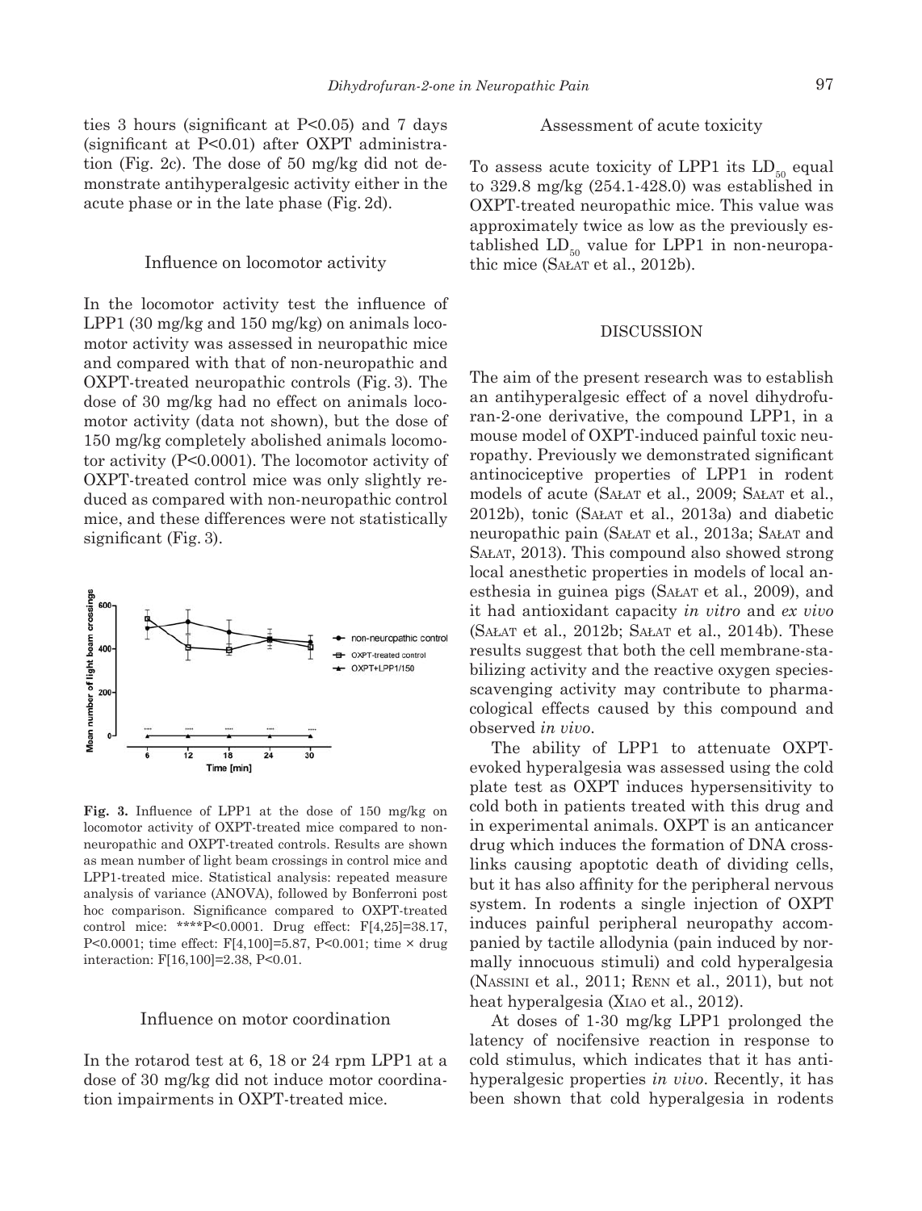ties 3 hours (significant at P<0.05) and 7 days (significant at P<0.01) after OXPT administration (Fig. 2c). The dose of 50 mg/kg did not demonstrate antihyperalgesic activity either in the acute phase or in the late phase (Fig. 2d).

### Influence on locomotor activity

In the locomotor activity test the influence of LPP1 (30 mg/kg and 150 mg/kg) on animals locomotor activity was assessed in neuropathic mice and compared with that of non-neuropathic and OXPT-treated neuropathic controls (Fig. 3). The dose of 30 mg/kg had no effect on animals locomotor activity (data not shown), but the dose of 150 mg/kg completely abolished animals locomotor activity (P<0.0001). The locomotor activity of OXPT-treated control mice was only slightly reduced as compared with non-neuropathic control mice, and these differences were not statistically significant (Fig. 3).

**Fig. 3.** Influence of LPP1 at the dose of 150 mg/kg on locomotor activity of OXPT-treated mice compared to non-neuropathic and OXPT-treated controls. Results are shown as mean number of light beam crossings in control mice and LPP1-treated mice. Statistical analysis: repeated measure analysis of variance (ANOVA), followed by Bonferroni post hoc comparison. Significance compared to OXPT-treated control mice: ****P<0.0001. Drug effect: $F[4,25]=38.17$, P<0.0001; time effect: $F[4,100]=5.87$, P<0.001; time × drug interaction: $F[16,100]=2.38$, P<0.01.

### Influence on motor coordination

In the rotarod test at 6, 18 or 24 rpm LPP1 at a dose of 30 mg/kg did not induce motor coordination impairments in OXPT-treated mice.

### Assessment of acute toxicity

To assess acute toxicity of LPP1 its $LD_{50}$ equal to 329.8 mg/kg (254.1-428.0) was established in OXPT-treated neuropathic mice. This value was approximately twice as low as the previously established $LD_{50}$ value for LPP1 in non-neuropathic mice (Sałat et al., 2012b).

## DISCUSSION

The aim of the present research was to establish an antihyperalgesic effect of a novel dihydrofuran-2-one derivative, the compound LPP1, in a mouse model of OXPT-induced painful toxic neuropathy. Previously we demonstrated significant antinociceptive properties of LPP1 in rodent models of acute (Sałat et al., 2009; Sałat et al., 2012b), tonic (Sałat et al., 2013a) and diabetic neuropathic pain (Sałat et al., 2013a; Sałat and Sałat, 2013). This compound also showed strong local anesthetic properties in models of local anesthesia in guinea pigs (Sałat et al., 2009), and it had antioxidant capacity *in vitro* and *ex vivo* (Sałat et al., 2012b; Sałat et al., 2014b). These results suggest that both the cell membrane-stabilizing activity and the reactive oxygen species-scavenging activity may contribute to pharmacological effects caused by this compound and observed *in vivo*.

The ability of LPP1 to attenuate OXPT-evoked hyperalgesia was assessed using the cold plate test as OXPT induces hypersensitivity to cold both in patients treated with this drug and in experimental animals. OXPT is an anticancer drug which induces the formation of DNA cross-links causing apoptotic death of dividing cells, but it has also affinity for the peripheral nervous system. In rodents a single injection of OXPT induces painful peripheral neuropathy accompanied by tactile allodynia (pain induced by normally innocuous stimuli) and cold hyperalgesia (Nassini et al., 2011; Renn et al., 2011), but not heat hyperalgesia (Xiao et al., 2012).

At doses of 1-30 mg/kg LPP1 prolonged the latency of nocifensive reaction in response to cold stimulus, which indicates that it has antihyperalgesic properties *in vivo*. Recently, it has been shown that cold hyperalgesia in rodents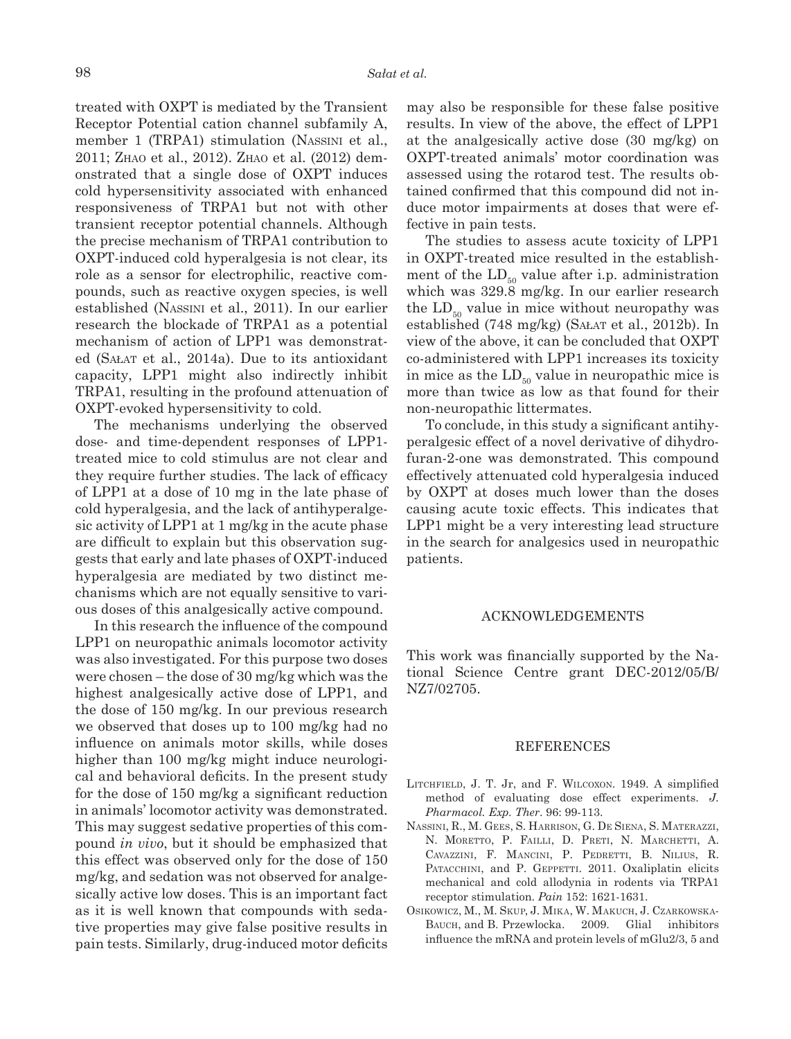treated with OXPT is mediated by the Transient Receptor Potential cation channel subfamily A, member 1 (TRPA1) stimulation (Nassini et al., 2011; Zhao et al., 2012). Zhao et al. (2012) demonstrated that a single dose of OXPT induces cold hypersensitivity associated with enhanced responsiveness of TRPA1 but not with other transient receptor potential channels. Although the precise mechanism of TRPA1 contribution to OXPT-induced cold hyperalgesia is not clear, its role as a sensor for electrophilic, reactive compounds, such as reactive oxygen species, is well established (Nassini et al., 2011). In our earlier research the blockade of TRPA1 as a potential mechanism of action of LPP1 was demonstrated (Sałat et al., 2014a). Due to its antioxidant capacity, LPP1 might also indirectly inhibit TRPA1, resulting in the profound attenuation of OXPT-evoked hypersensitivity to cold.

The mechanisms underlying the observed dose- and time-dependent responses of LPP1-treated mice to cold stimulus are not clear and they require further studies. The lack of efficacy of LPP1 at a dose of 10 mg in the late phase of cold hyperalgesia, and the lack of antihyperalgesic activity of LPP1 at 1 mg/kg in the acute phase are difficult to explain but this observation suggests that early and late phases of OXPT-induced hyperalgesia are mediated by two distinct mechanisms which are not equally sensitive to various doses of this analgesically active compound.

In this research the influence of the compound LPP1 on neuropathic animals locomotor activity was also investigated. For this purpose two doses were chosen – the dose of 30 mg/kg which was the highest analgesically active dose of LPP1, and the dose of 150 mg/kg. In our previous research we observed that doses up to 100 mg/kg had no influence on animals motor skills, while doses higher than 100 mg/kg might induce neurological and behavioral deficits. In the present study for the dose of 150 mg/kg a significant reduction in animals' locomotor activity was demonstrated. This may suggest sedative properties of this compound *in vivo*, but it should be emphasized that this effect was observed only for the dose of 150 mg/kg, and sedation was not observed for analgesically active low doses. This is an important fact as it is well known that compounds with sedative properties may give false positive results in pain tests. Similarly, drug-induced motor deficits may also be responsible for these false positive results. In view of the above, the effect of LPP1 at the analgesically active dose (30 mg/kg) on OXPT-treated animals' motor coordination was assessed using the rotarod test. The results obtained confirmed that this compound did not induce motor impairments at doses that were effective in pain tests.

The studies to assess acute toxicity of LPP1 in OXPT-treated mice resulted in the establishment of the $LD_{50}$ value after i.p. administration which was 329.8 mg/kg. In our earlier research the $LD_{50}$ value in mice without neuropathy was established (748 mg/kg) (Sałat et al., 2012b). In view of the above, it can be concluded that OXPT co-administered with LPP1 increases its toxicity in mice as the $LD_{50}$ value in neuropathic mice is more than twice as low as that found for their non-neuropathic littermates.

To conclude, in this study a significant antihyperalgesic effect of a novel derivative of dihydrofuran-2-one was demonstrated. This compound effectively attenuated cold hyperalgesia induced by OXPT at doses much lower than the doses causing acute toxic effects. This indicates that LPP1 might be a very interesting lead structure in the search for analgesics used in neuropathic patients.

## ACKNOWLEDGEMENTS

This work was financially supported by the National Science Centre grant DEC-2012/05/B/NZ7/02705.

## REFERENCES

- Litchfield, J. T. Jr, and F. Wilcoxon. 1949. A simplified method of evaluating dose effect experiments. *J. Pharmacol. Exp. Ther.* 96: 99-113.
- Nassini, R., M. Gees, S. Harrison, G. De Siena, S. Materazzi, N. Moretto, P. Failli, D. Preti, N. Marchetti, A. Cavazzini, F. Mancini, P. Pedretti, B. Nilius, R. Patacchini, and P. Geppetti. 2011. Oxaliplatin elicits mechanical and cold allodynia in rodents via TRPA1 receptor stimulation. *Pain* 152: 1621-1631.
- Osikowicz, M., M. Skup, J. Mika, W. Makuch, J. Czarkowska-Bauch, and B. Przewlocka. 2009. Glial inhibitors influence the mRNA and protein levels of mGlu2/3, 5 and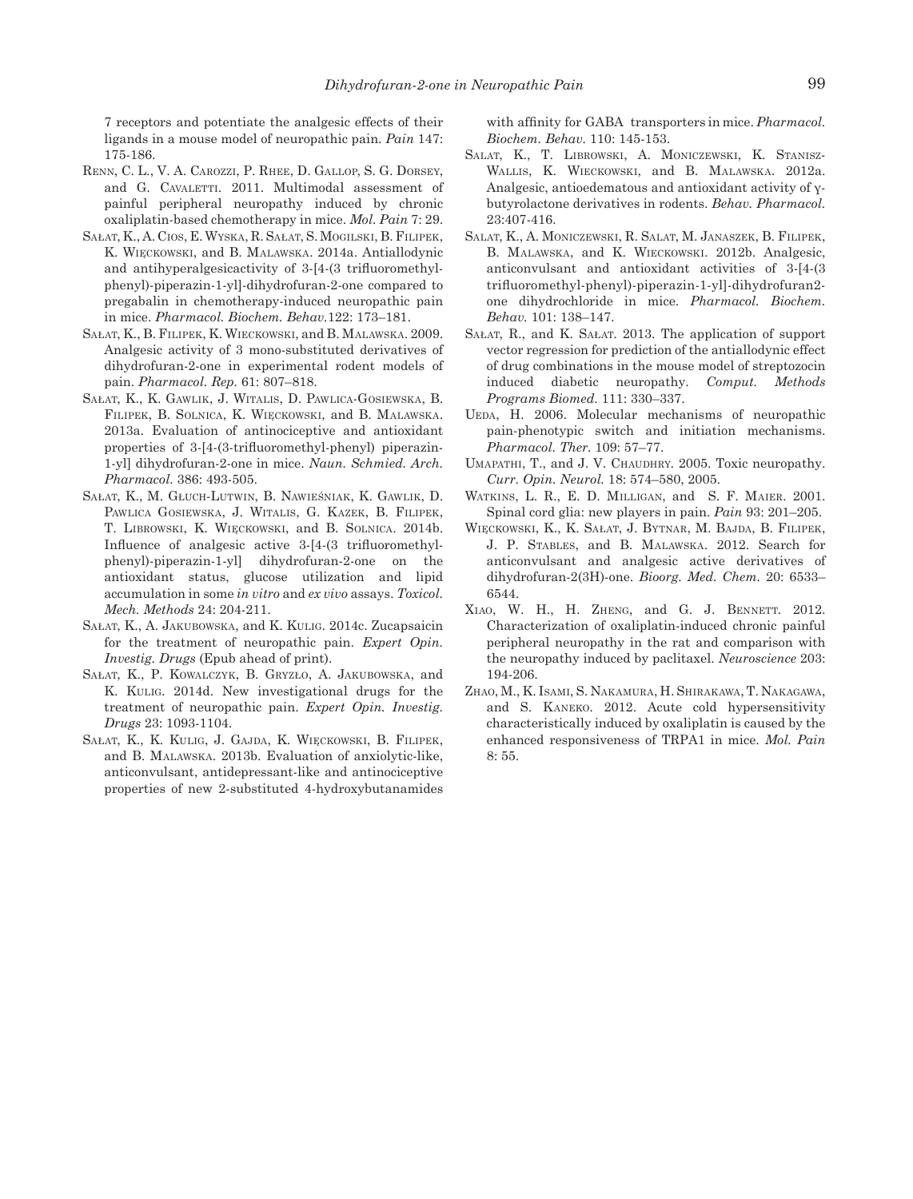7 receptors and potentiate the analgesic effects of their ligands in a mouse model of neuropathic pain. *Pain* 147: 175-186.

Renn, C. L., V. A. Carozzi, P. Rhee, D. Gallop, S. G. Dorsey, and G. Cavaletti. 2011. Multimodal assessment of painful peripheral neuropathy induced by chronic oxaliplatin-based chemotherapy in mice. *Mol. Pain* 7: 29.

Sałat, K., A. Cios, E. Wyska, R. Sałat, S. Mogilski, B. Filipek, K. Więckowski, and B. Malawska. 2014a. Antiallodynic and antihyperalgesicactivity of 3-[4-(3 trifluoromethyl-phenyl)-piperazin-1-yl]-dihydrofuran-2-one compared to pregabalin in chemotherapy-induced neuropathic pain in mice. *Pharmacol. Biochem. Behav.*122: 173–181.

Sałat, K., B. Filipek, K. Wieckowski, and B. Malawska. 2009. Analgesic activity of 3 mono-substituted derivatives of dihydrofuran-2-one in experimental rodent models of pain. *Pharmacol. Rep.* 61: 807–818.

Sałat, K., K. Gawlik, J. Witalis, D. Pawlica-Gosiewska, B. Filipek, B. Solnica, K. Więckowski, and B. Malawska. 2013a. Evaluation of antinociceptive and antioxidant properties of 3-[4-(3-trifluoromethyl-phenyl) piperazin-1-yl] dihydrofuran-2-one in mice. *Naun. Schmied. Arch. Pharmacol.* 386: 493-505.

Sałat, K., M. Głuch-Lutwin, B. Nawieśniak, K. Gawlik, D. Pawlica Gosiewska, J. Witalis, G. Kazek, B. Filipek, T. Librowski, K. Więckowski, and B. Solnica. 2014b. Influence of analgesic active 3-[4-(3 trifluoromethyl-phenyl)-piperazin-1-yl] dihydrofuran-2-one on the antioxidant status, glucose utilization and lipid accumulation in some *in vitro* and *ex vivo* assays. *Toxicol. Mech. Methods* 24: 204-211.

Sałat, K., A. Jakubowska, and K. Kulig. 2014c. Zucapsaicin for the treatment of neuropathic pain. *Expert Opin. Investig. Drugs* (Epub ahead of print).

Sałat, K., P. Kowalczyk, B. Gryzło, A. Jakubowska, and K. Kulig. 2014d. New investigational drugs for the treatment of neuropathic pain. *Expert Opin. Investig. Drugs* 23: 1093-1104.

Sałat, K., K. Kulig, J. Gajda, K. Więckowski, B. Filipek, and B. Malawska. 2013b. Evaluation of anxiolytic-like, anticonvulsant, antidepressant-like and antinociceptive properties of new 2-substituted 4-hydroxybutanamides with affinity for GABA transporters in mice. *Pharmacol. Biochem. Behav.* 110: 145-153.

Salat, K., T. Librowski, A. Moniczewski, K. Stanisz-Wallis, K. Wieckowski, and B. Malawska. 2012a. Analgesic, antioedematous and antioxidant activity of γ-butyrolactone derivatives in rodents. *Behav. Pharmacol.* 23:407-416.

Salat, K., A. Moniczewski, R. Salat, M. Janaszek, B. Filipek, B. Malawska, and K. Wieckowski. 2012b. Analgesic, anticonvulsant and antioxidant activities of 3-[4-(3 trifluoromethyl-phenyl)-piperazin-1-yl]-dihydrofuran2-one dihydrochloride in mice. *Pharmacol. Biochem. Behav.* 101: 138–147.

Sałat, R., and K. Sałat. 2013. The application of support vector regression for prediction of the antiallodynic effect of drug combinations in the mouse model of streptozocin induced diabetic neuropathy. *Comput. Methods Programs Biomed.* 111: 330–337.

Ueda, H. 2006. Molecular mechanisms of neuropathic pain-phenotypic switch and initiation mechanisms. *Pharmacol. Ther.* 109: 57–77.

Umapathi, T., and J. V. Chaudhry. 2005. Toxic neuropathy. *Curr. Opin. Neurol.* 18: 574–580, 2005.

Watkins, L. R., E. D. Milligan, and S. F. Maier. 2001. Spinal cord glia: new players in pain. *Pain* 93: 201–205.

Więckowski, K., K. Sałat, J. Bytnar, M. Bajda, B. Filipek, J. P. Stables, and B. Malawska. 2012. Search for anticonvulsant and analgesic active derivatives of dihydrofuran-2(3H)-one. *Bioorg. Med. Chem.* 20: 6533–6544.

Xiao, W. H., H. Zheng, and G. J. Bennett. 2012. Characterization of oxaliplatin-induced chronic painful peripheral neuropathy in the rat and comparison with the neuropathy induced by paclitaxel. *Neuroscience* 203: 194-206.

Zhao, M., K. Isami, S. Nakamura, H. Shirakawa, T. Nakagawa, and S. Kaneko. 2012. Acute cold hypersensitivity characteristically induced by oxaliplatin is caused by the enhanced responsiveness of TRPA1 in mice. *Mol. Pain* 8: 55.